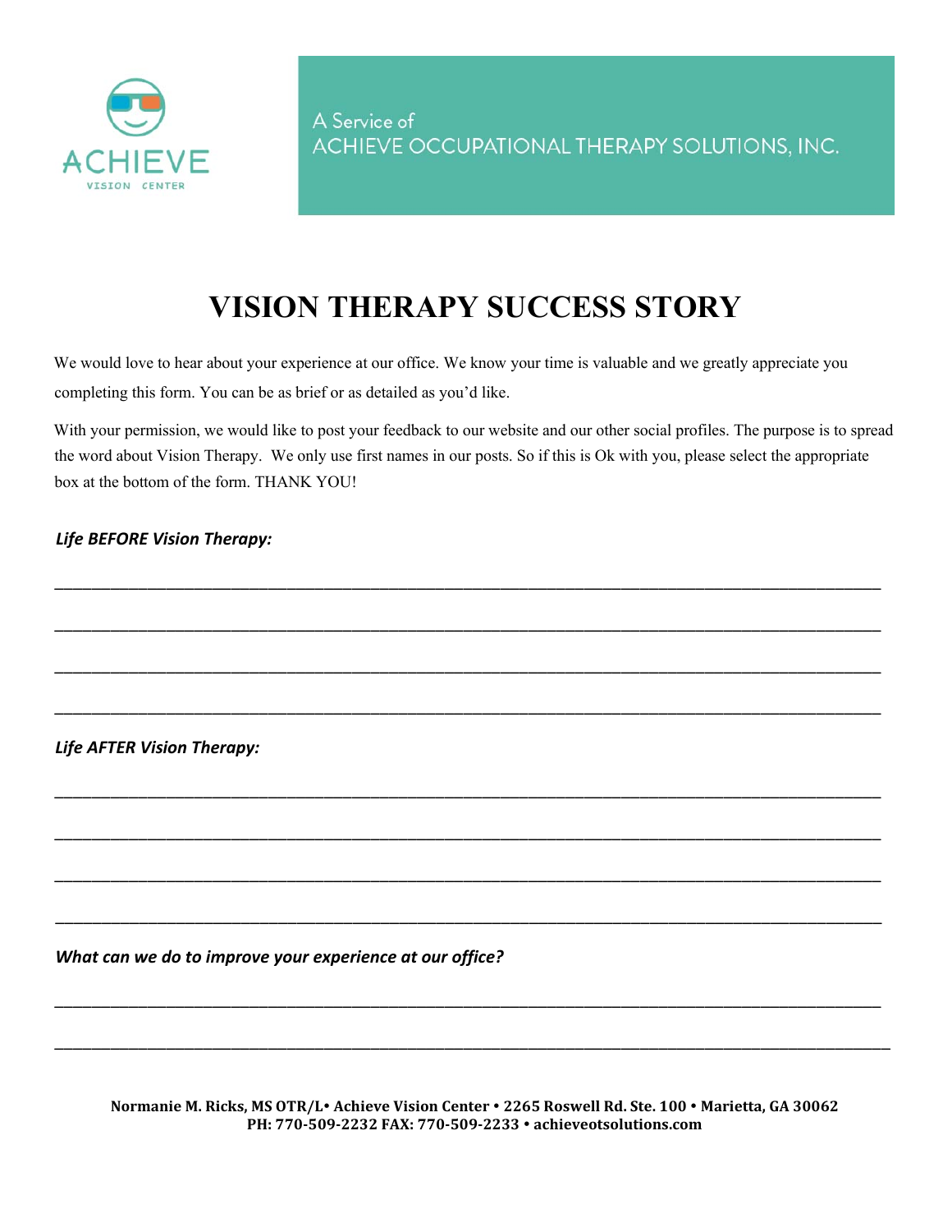ACHIEVE

VISION CENTER

A Service of
ACHIEVE OCCUPATIONAL THERAPY SOLUTIONS, INC.

# VISION THERAPY SUCCESS STORY

We would love to hear about your experience at our office. We know your time is valuable and we greatly appreciate you completing this form. You can be as brief or as detailed as you'd like.

With your permission, we would like to post your feedback to our website and our other social profiles. The purpose is to spread the word about Vision Therapy. We only use first names in our posts. So if this is Ok with you, please select the appropriate box at the bottom of the form. THANK YOU!

***Life BEFORE Vision Therapy:***

______________________________________________________________________________

______________________________________________________________________________

______________________________________________________________________________

______________________________________________________________________________

***Life AFTER Vision Therapy:***

______________________________________________________________________________

______________________________________________________________________________

______________________________________________________________________________

______________________________________________________________________________

***What can we do to improve your experience at our office?***

______________________________________________________________________________

______________________________________________________________________________

**Normanie M. Ricks, MS OTR/L• Achieve Vision Center • 2265 Roswell Rd. Ste. 100 • Marietta, GA 30062**
**PH: 770-509-2232 FAX: 770-509-2233 • achieveotsolutions.com**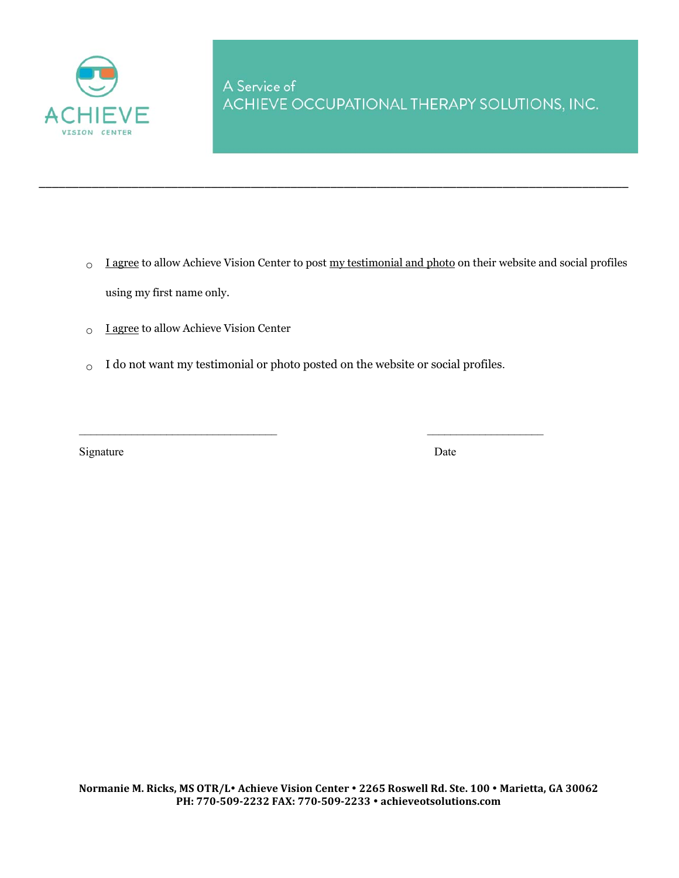A Service of
ACHIEVE OCCUPATIONAL THERAPY SOLUTIONS, INC.

---

- ○ I agree to allow Achieve Vision Center to post my testimonial and photo on their website and social profiles using my first name only.
- ○ I agree to allow Achieve Vision Center
- ○ I do not want my testimonial or photo posted on the website or social profiles.

\_\_\_\_\_\_\_\_\_\_\_\_\_\_\_\_\_\_\_\_\_\_\_\_\_\_\_\_\_\_ \_\_\_\_\_\_\_\_\_\_\_\_\_\_\_\_\_\_

Signature Date

**Normanie M. Ricks, MS OTR/L• Achieve Vision Center • 2265 Roswell Rd. Ste. 100 • Marietta, GA 30062**
**PH: 770-509-2232 FAX: 770-509-2233 • achieveotsolutions.com**